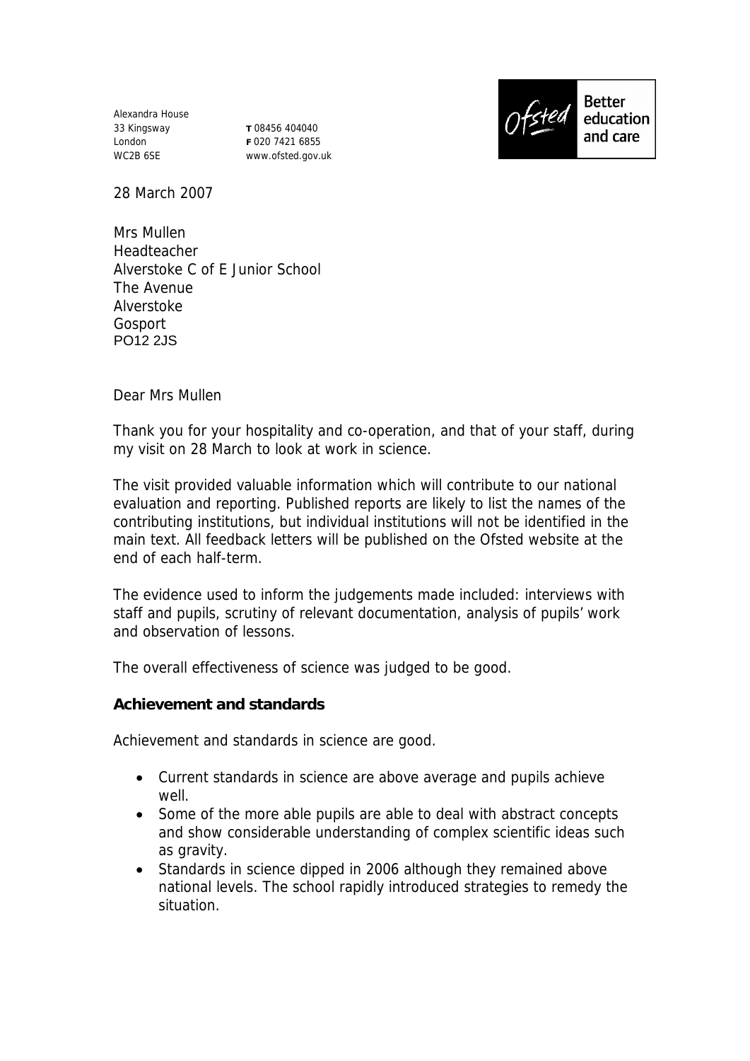Alexandra House
33 Kingsway
London
WC2B 6SE

**T** 08456 404040
**F** 020 7421 6855
www.ofsted.gov.uk

Ofsted Better education and care

28 March 2007

Mrs Mullen
Headteacher
Alverstoke C of E Junior School
The Avenue
Alverstoke
Gosport
PO12 2JS

Dear Mrs Mullen

Thank you for your hospitality and co-operation, and that of your staff, during my visit on 28 March to look at work in science.

The visit provided valuable information which will contribute to our national evaluation and reporting. Published reports are likely to list the names of the contributing institutions, but individual institutions will not be identified in the main text. All feedback letters will be published on the Ofsted website at the end of each half-term.

The evidence used to inform the judgements made included: interviews with staff and pupils, scrutiny of relevant documentation, analysis of pupils' work and observation of lessons.

The overall effectiveness of science was judged to be good.

**Achievement and standards**

Achievement and standards in science are good.

- Current standards in science are above average and pupils achieve well.
- Some of the more able pupils are able to deal with abstract concepts and show considerable understanding of complex scientific ideas such as gravity.
- Standards in science dipped in 2006 although they remained above national levels. The school rapidly introduced strategies to remedy the situation.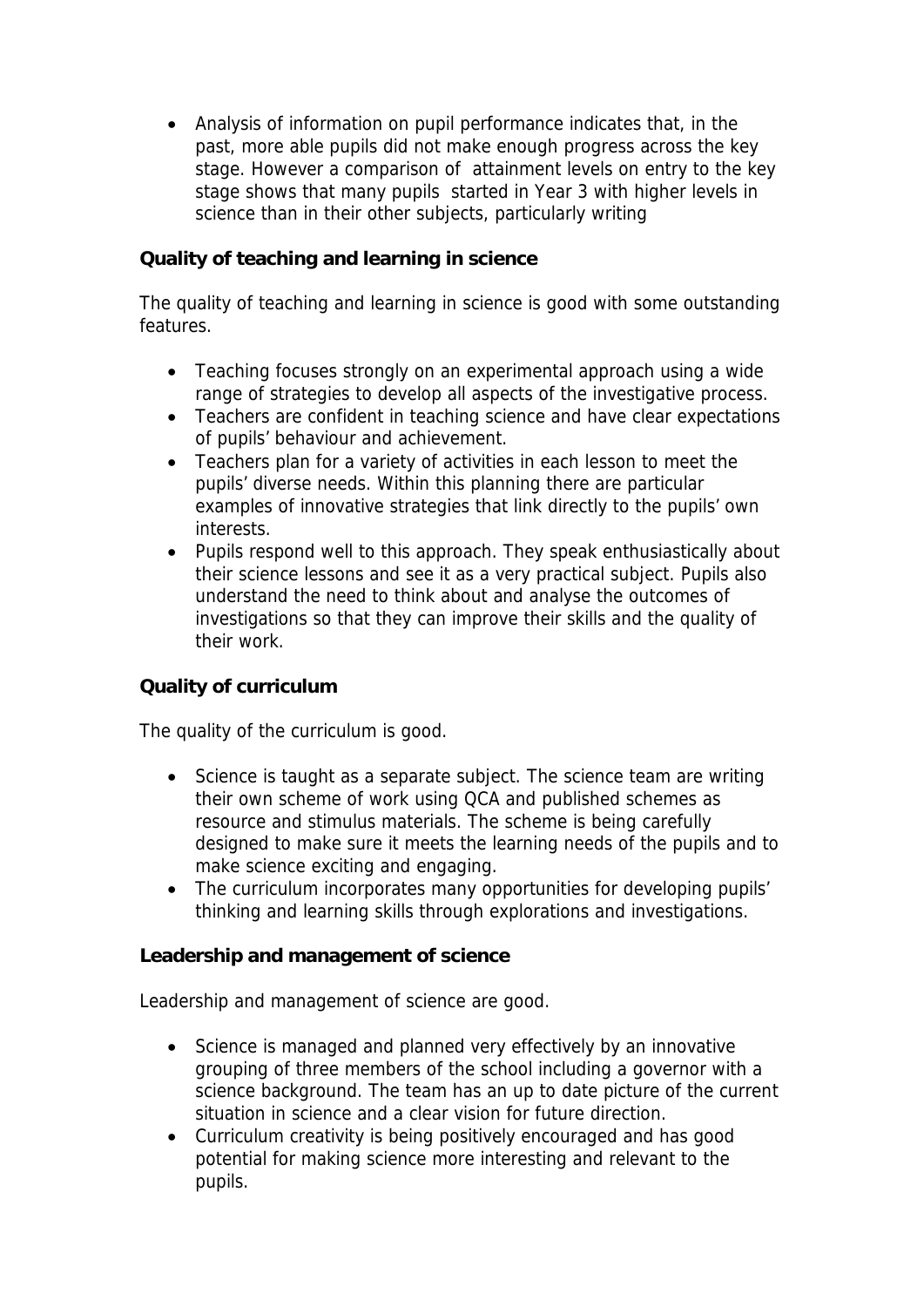- Analysis of information on pupil performance indicates that, in the past, more able pupils did not make enough progress across the key stage. However a comparison of attainment levels on entry to the key stage shows that many pupils started in Year 3 with higher levels in science than in their other subjects, particularly writing

**Quality of teaching and learning in science**

The quality of teaching and learning in science is good with some outstanding features.

- Teaching focuses strongly on an experimental approach using a wide range of strategies to develop all aspects of the investigative process.
- Teachers are confident in teaching science and have clear expectations of pupils' behaviour and achievement.
- Teachers plan for a variety of activities in each lesson to meet the pupils' diverse needs. Within this planning there are particular examples of innovative strategies that link directly to the pupils' own interests.
- Pupils respond well to this approach. They speak enthusiastically about their science lessons and see it as a very practical subject. Pupils also understand the need to think about and analyse the outcomes of investigations so that they can improve their skills and the quality of their work.

**Quality of curriculum**

The quality of the curriculum is good.

- Science is taught as a separate subject. The science team are writing their own scheme of work using QCA and published schemes as resource and stimulus materials. The scheme is being carefully designed to make sure it meets the learning needs of the pupils and to make science exciting and engaging.
- The curriculum incorporates many opportunities for developing pupils' thinking and learning skills through explorations and investigations.

**Leadership and management of science**

Leadership and management of science are good.

- Science is managed and planned very effectively by an innovative grouping of three members of the school including a governor with a science background. The team has an up to date picture of the current situation in science and a clear vision for future direction.
- Curriculum creativity is being positively encouraged and has good potential for making science more interesting and relevant to the pupils.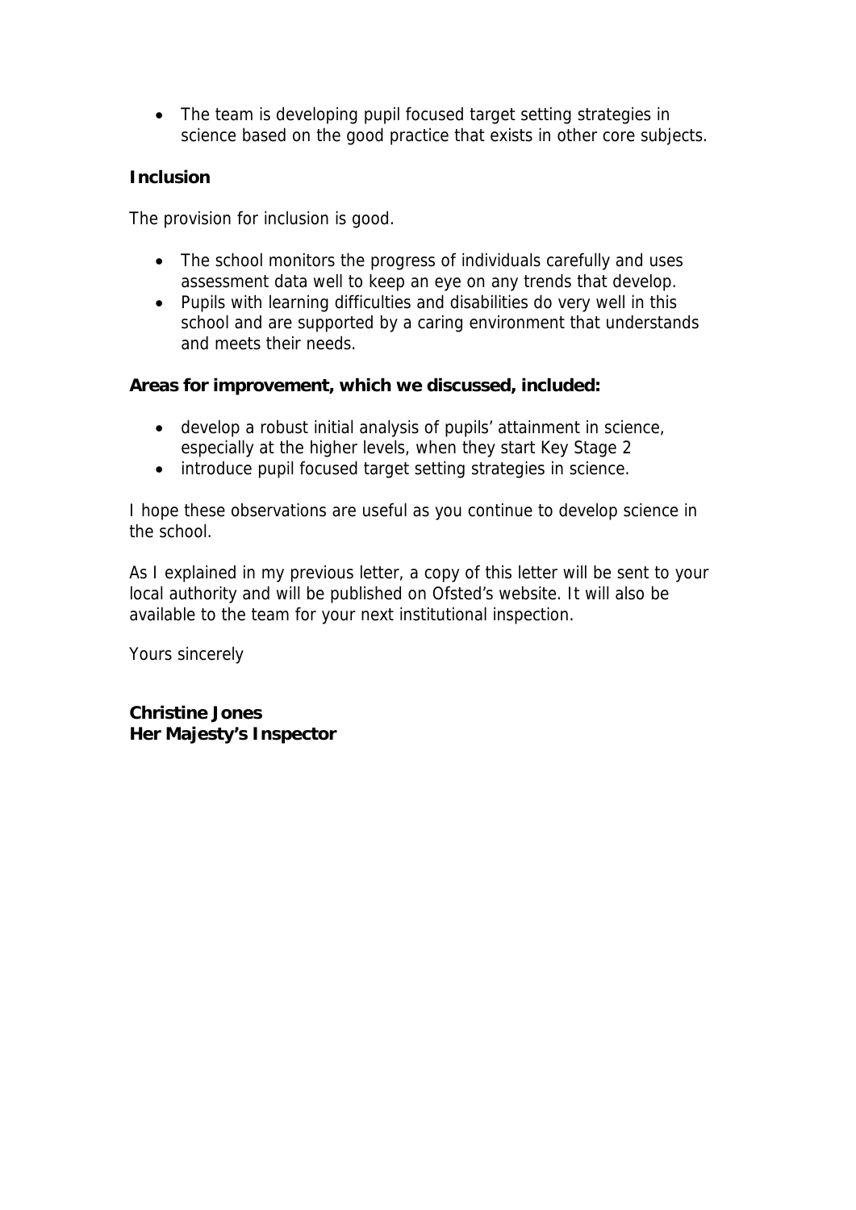- The team is developing pupil focused target setting strategies in science based on the good practice that exists in other core subjects.

**Inclusion**

The provision for inclusion is good.

- The school monitors the progress of individuals carefully and uses assessment data well to keep an eye on any trends that develop.
- Pupils with learning difficulties and disabilities do very well in this school and are supported by a caring environment that understands and meets their needs.

**Areas for improvement, which we discussed, included:**

- develop a robust initial analysis of pupils' attainment in science, especially at the higher levels, when they start Key Stage 2
- introduce pupil focused target setting strategies in science.

I hope these observations are useful as you continue to develop science in the school.

As I explained in my previous letter, a copy of this letter will be sent to your local authority and will be published on Ofsted's website. It will also be available to the team for your next institutional inspection.

Yours sincerely

**Christine Jones**
**Her Majesty's Inspector**